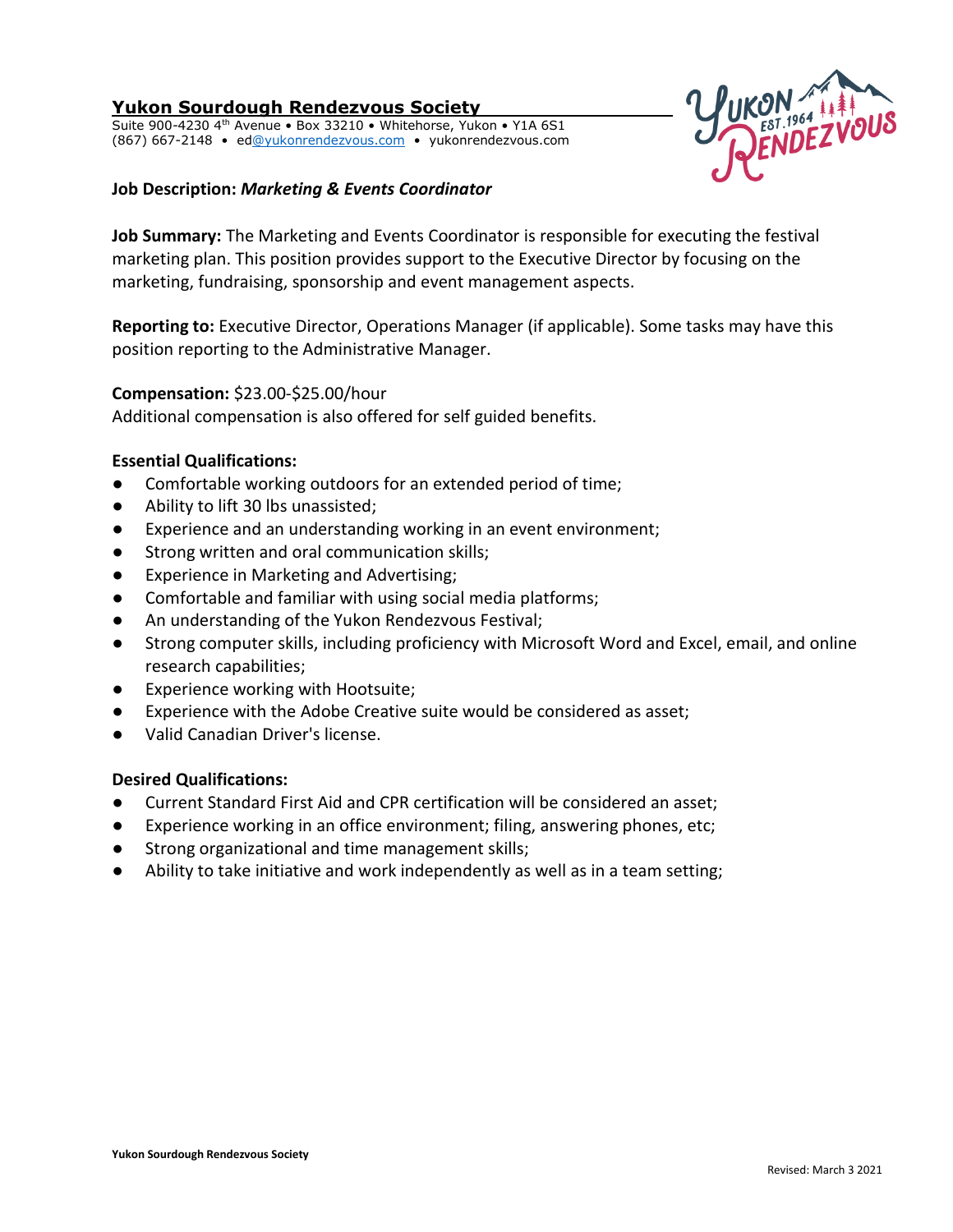# Yukon Sourdough Rendezvous Society

Suite 900-4230 4th Avenue • Box 33210 • Whitehorse, Yukon • Y1A 6S1
(867) 667-2148 • ed@yukonrendezvous.com • yukonrendezvous.com

## Job Description: *Marketing & Events Coordinator*

**Job Summary:** The Marketing and Events Coordinator is responsible for executing the festival marketing plan. This position provides support to the Executive Director by focusing on the marketing, fundraising, sponsorship and event management aspects.

**Reporting to:** Executive Director, Operations Manager (if applicable). Some tasks may have this position reporting to the Administrative Manager.

**Compensation:** $23.00-$25.00/hour
Additional compensation is also offered for self guided benefits.

**Essential Qualifications:**

- Comfortable working outdoors for an extended period of time;
- Ability to lift 30 lbs unassisted;
- Experience and an understanding working in an event environment;
- Strong written and oral communication skills;
- Experience in Marketing and Advertising;
- Comfortable and familiar with using social media platforms;
- An understanding of the Yukon Rendezvous Festival;
- Strong computer skills, including proficiency with Microsoft Word and Excel, email, and online research capabilities;
- Experience working with Hootsuite;
- Experience with the Adobe Creative suite would be considered as asset;
- Valid Canadian Driver's license.

**Desired Qualifications:**

- Current Standard First Aid and CPR certification will be considered an asset;
- Experience working in an office environment; filing, answering phones, etc;
- Strong organizational and time management skills;
- Ability to take initiative and work independently as well as in a team setting;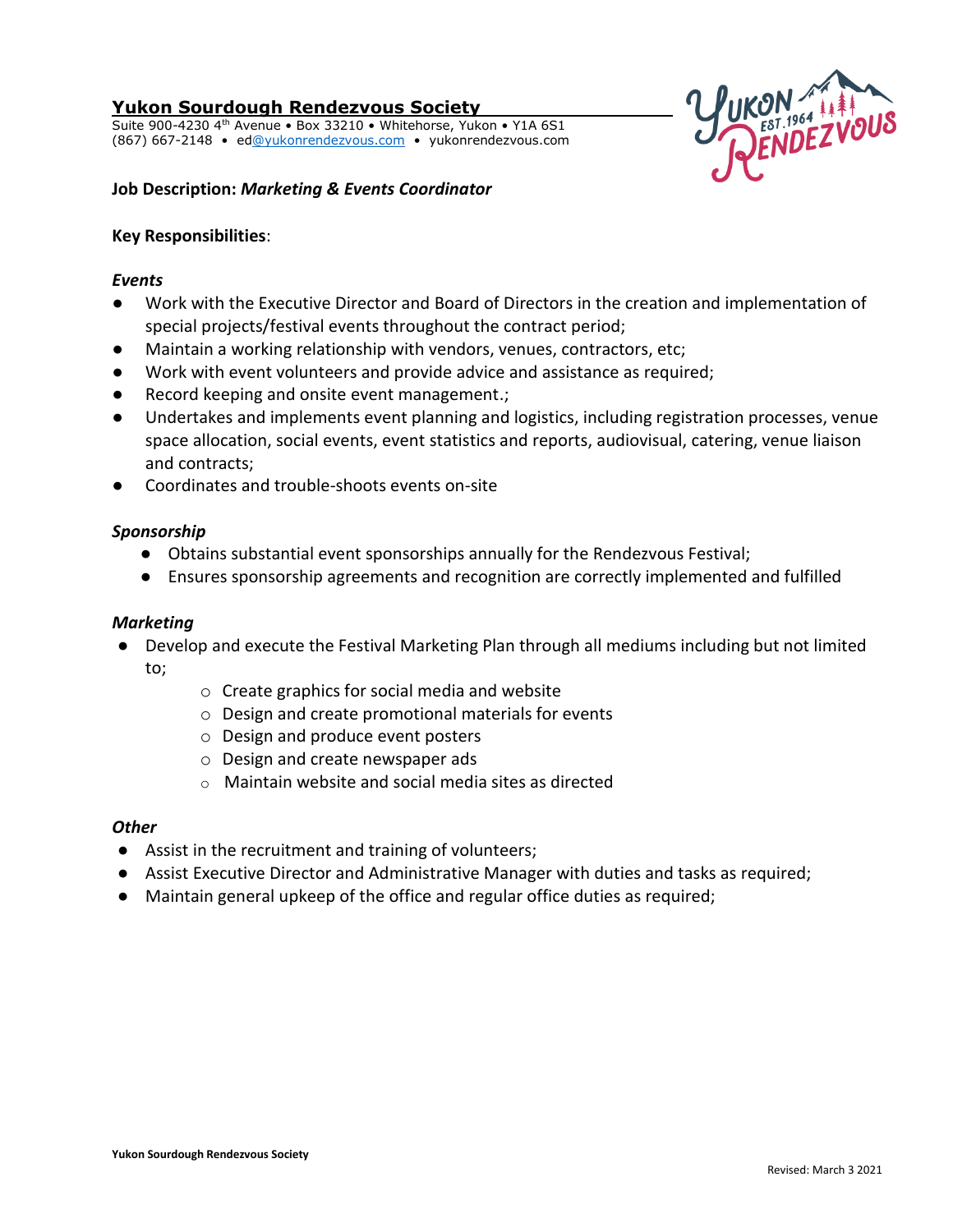## Yukon Sourdough Rendezvous Society

Suite 900-4230 4th Avenue • Box 33210 • Whitehorse, Yukon • Y1A 6S1
(867) 667-2148 • ed@yukonrendezvous.com • yukonrendezvous.com

**Job Description:** ***Marketing & Events Coordinator***

**Key Responsibilities**:

***Events***

- Work with the Executive Director and Board of Directors in the creation and implementation of special projects/festival events throughout the contract period;
- Maintain a working relationship with vendors, venues, contractors, etc;
- Work with event volunteers and provide advice and assistance as required;
- Record keeping and onsite event management.;
- Undertakes and implements event planning and logistics, including registration processes, venue space allocation, social events, event statistics and reports, audiovisual, catering, venue liaison and contracts;
- Coordinates and trouble-shoots events on-site

***Sponsorship***

- Obtains substantial event sponsorships annually for the Rendezvous Festival;
- Ensures sponsorship agreements and recognition are correctly implemented and fulfilled

***Marketing***

- Develop and execute the Festival Marketing Plan through all mediums including but not limited to;
  - Create graphics for social media and website
  - Design and create promotional materials for events
  - Design and produce event posters
  - Design and create newspaper ads
  - Maintain website and social media sites as directed

***Other***

- Assist in the recruitment and training of volunteers;
- Assist Executive Director and Administrative Manager with duties and tasks as required;
- Maintain general upkeep of the office and regular office duties as required;

Revised: March 3 2021